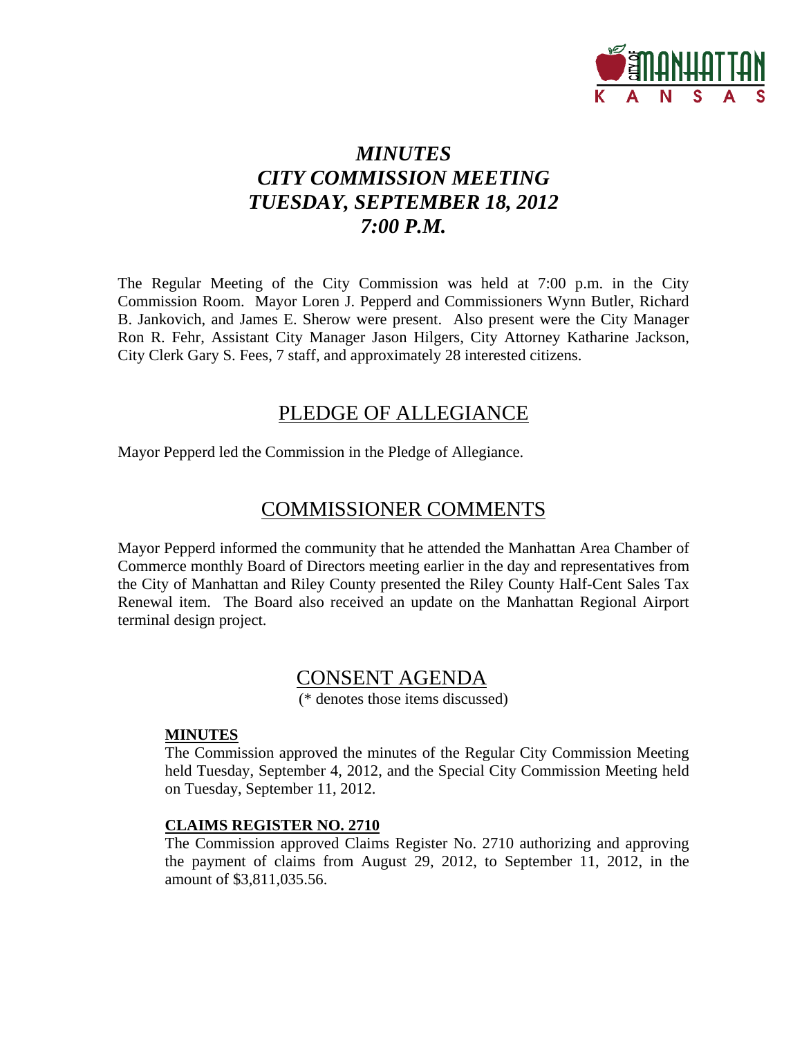# *MINUTES*
# *CITY COMMISSION MEETING*
# *TUESDAY, SEPTEMBER 18, 2012*
# *7:00 P.M.*

The Regular Meeting of the City Commission was held at 7:00 p.m. in the City Commission Room. Mayor Loren J. Pepperd and Commissioners Wynn Butler, Richard B. Jankovich, and James E. Sherow were present. Also present were the City Manager Ron R. Fehr, Assistant City Manager Jason Hilgers, City Attorney Katharine Jackson, City Clerk Gary S. Fees, 7 staff, and approximately 28 interested citizens.

## PLEDGE OF ALLEGIANCE

Mayor Pepperd led the Commission in the Pledge of Allegiance.

## COMMISSIONER COMMENTS

Mayor Pepperd informed the community that he attended the Manhattan Area Chamber of Commerce monthly Board of Directors meeting earlier in the day and representatives from the City of Manhattan and Riley County presented the Riley County Half-Cent Sales Tax Renewal item. The Board also received an update on the Manhattan Regional Airport terminal design project.

## CONSENT AGENDA

(* denotes those items discussed)

### MINUTES

The Commission approved the minutes of the Regular City Commission Meeting held Tuesday, September 4, 2012, and the Special City Commission Meeting held on Tuesday, September 11, 2012.

### CLAIMS REGISTER NO. 2710

The Commission approved Claims Register No. 2710 authorizing and approving the payment of claims from August 29, 2012, to September 11, 2012, in the amount of $3,811,035.56.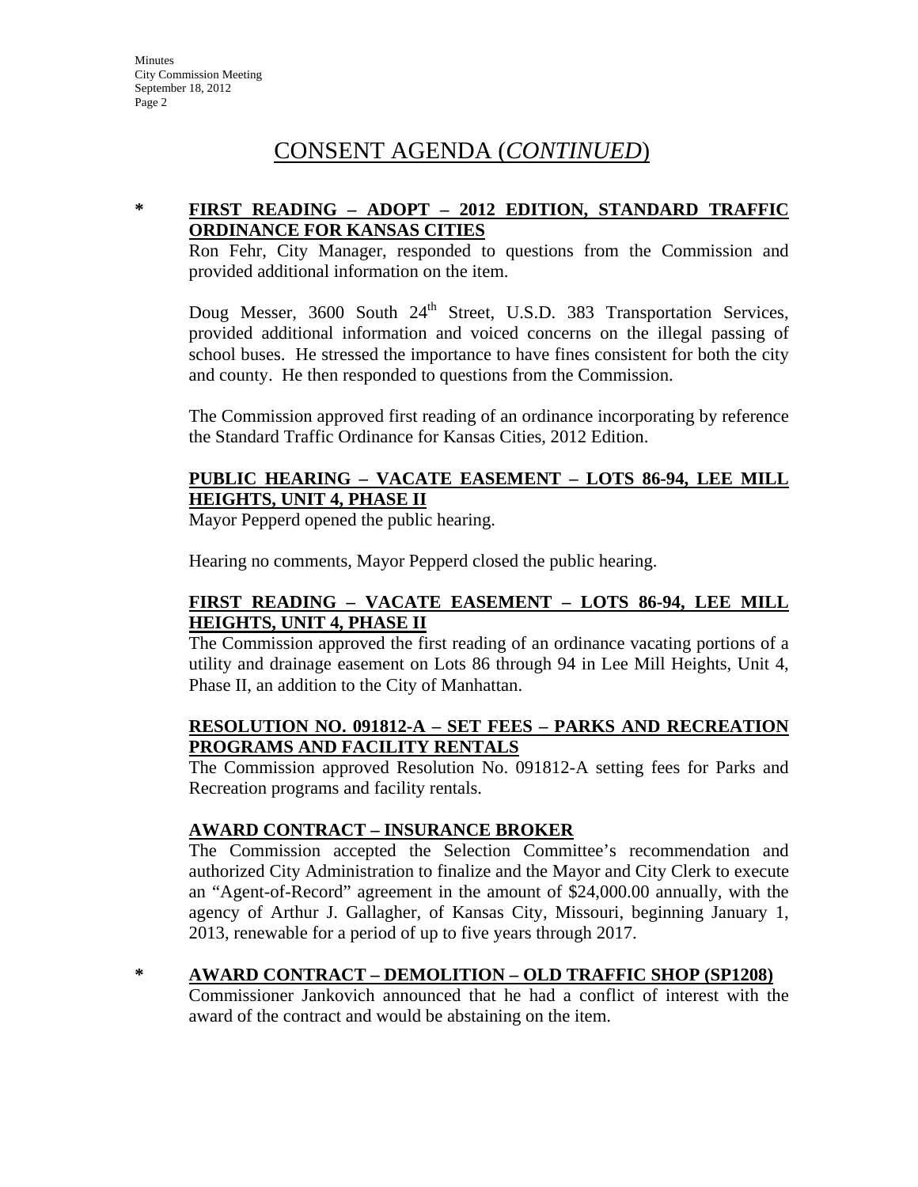# CONSENT AGENDA (*CONTINUED*)

**\* FIRST READING – ADOPT – 2012 EDITION, STANDARD TRAFFIC ORDINANCE FOR KANSAS CITIES**

Ron Fehr, City Manager, responded to questions from the Commission and provided additional information on the item.

Doug Messer, 3600 South 24th Street, U.S.D. 383 Transportation Services, provided additional information and voiced concerns on the illegal passing of school buses. He stressed the importance to have fines consistent for both the city and county. He then responded to questions from the Commission.

The Commission approved first reading of an ordinance incorporating by reference the Standard Traffic Ordinance for Kansas Cities, 2012 Edition.

**PUBLIC HEARING – VACATE EASEMENT – LOTS 86-94, LEE MILL HEIGHTS, UNIT 4, PHASE II**

Mayor Pepperd opened the public hearing.

Hearing no comments, Mayor Pepperd closed the public hearing.

**FIRST READING – VACATE EASEMENT – LOTS 86-94, LEE MILL HEIGHTS, UNIT 4, PHASE II**

The Commission approved the first reading of an ordinance vacating portions of a utility and drainage easement on Lots 86 through 94 in Lee Mill Heights, Unit 4, Phase II, an addition to the City of Manhattan.

**RESOLUTION NO. 091812-A – SET FEES – PARKS AND RECREATION PROGRAMS AND FACILITY RENTALS**

The Commission approved Resolution No. 091812-A setting fees for Parks and Recreation programs and facility rentals.

**AWARD CONTRACT – INSURANCE BROKER**

The Commission accepted the Selection Committee's recommendation and authorized City Administration to finalize and the Mayor and City Clerk to execute an "Agent-of-Record" agreement in the amount of $24,000.00 annually, with the agency of Arthur J. Gallagher, of Kansas City, Missouri, beginning January 1, 2013, renewable for a period of up to five years through 2017.

**\* AWARD CONTRACT – DEMOLITION – OLD TRAFFIC SHOP (SP1208)**

Commissioner Jankovich announced that he had a conflict of interest with the award of the contract and would be abstaining on the item.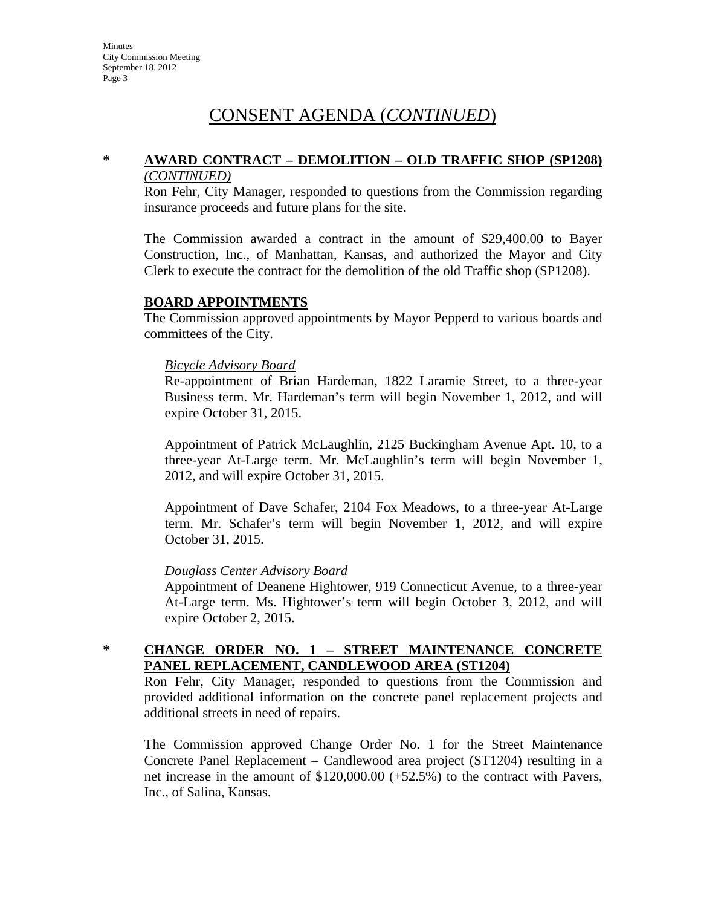# CONSENT AGENDA (*CONTINUED*)

**\* AWARD CONTRACT – DEMOLITION – OLD TRAFFIC SHOP (SP1208)** *(CONTINUED)*

Ron Fehr, City Manager, responded to questions from the Commission regarding insurance proceeds and future plans for the site.

The Commission awarded a contract in the amount of $29,400.00 to Bayer Construction, Inc., of Manhattan, Kansas, and authorized the Mayor and City Clerk to execute the contract for the demolition of the old Traffic shop (SP1208).

**BOARD APPOINTMENTS**

The Commission approved appointments by Mayor Pepperd to various boards and committees of the City.

*Bicycle Advisory Board*

Re-appointment of Brian Hardeman, 1822 Laramie Street, to a three-year Business term. Mr. Hardeman's term will begin November 1, 2012, and will expire October 31, 2015.

Appointment of Patrick McLaughlin, 2125 Buckingham Avenue Apt. 10, to a three-year At-Large term. Mr. McLaughlin's term will begin November 1, 2012, and will expire October 31, 2015.

Appointment of Dave Schafer, 2104 Fox Meadows, to a three-year At-Large term. Mr. Schafer's term will begin November 1, 2012, and will expire October 31, 2015.

*Douglass Center Advisory Board*

Appointment of Deanene Hightower, 919 Connecticut Avenue, to a three-year At-Large term. Ms. Hightower's term will begin October 3, 2012, and will expire October 2, 2015.

**\* CHANGE ORDER NO. 1 – STREET MAINTENANCE CONCRETE PANEL REPLACEMENT, CANDLEWOOD AREA (ST1204)**

Ron Fehr, City Manager, responded to questions from the Commission and provided additional information on the concrete panel replacement projects and additional streets in need of repairs.

The Commission approved Change Order No. 1 for the Street Maintenance Concrete Panel Replacement – Candlewood area project (ST1204) resulting in a net increase in the amount of $120,000.00 (+52.5%) to the contract with Pavers, Inc., of Salina, Kansas.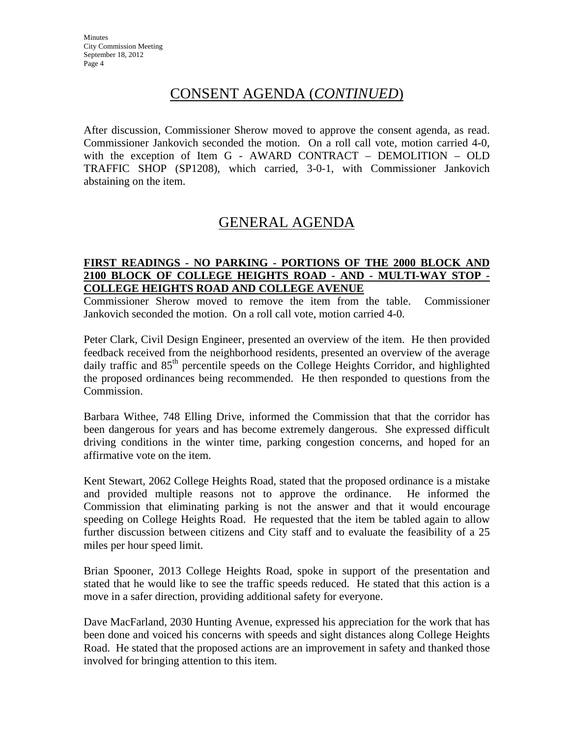## CONSENT AGENDA (*CONTINUED*)

After discussion, Commissioner Sherow moved to approve the consent agenda, as read. Commissioner Jankovich seconded the motion. On a roll call vote, motion carried 4-0, with the exception of Item G - AWARD CONTRACT – DEMOLITION – OLD TRAFFIC SHOP (SP1208), which carried, 3-0-1, with Commissioner Jankovich abstaining on the item.

## GENERAL AGENDA

**FIRST READINGS - NO PARKING - PORTIONS OF THE 2000 BLOCK AND 2100 BLOCK OF COLLEGE HEIGHTS ROAD - AND - MULTI-WAY STOP - COLLEGE HEIGHTS ROAD AND COLLEGE AVENUE**

Commissioner Sherow moved to remove the item from the table. Commissioner Jankovich seconded the motion. On a roll call vote, motion carried 4-0.

Peter Clark, Civil Design Engineer, presented an overview of the item. He then provided feedback received from the neighborhood residents, presented an overview of the average daily traffic and 85th percentile speeds on the College Heights Corridor, and highlighted the proposed ordinances being recommended. He then responded to questions from the Commission.

Barbara Withee, 748 Elling Drive, informed the Commission that that the corridor has been dangerous for years and has become extremely dangerous. She expressed difficult driving conditions in the winter time, parking congestion concerns, and hoped for an affirmative vote on the item.

Kent Stewart, 2062 College Heights Road, stated that the proposed ordinance is a mistake and provided multiple reasons not to approve the ordinance. He informed the Commission that eliminating parking is not the answer and that it would encourage speeding on College Heights Road. He requested that the item be tabled again to allow further discussion between citizens and City staff and to evaluate the feasibility of a 25 miles per hour speed limit.

Brian Spooner, 2013 College Heights Road, spoke in support of the presentation and stated that he would like to see the traffic speeds reduced. He stated that this action is a move in a safer direction, providing additional safety for everyone.

Dave MacFarland, 2030 Hunting Avenue, expressed his appreciation for the work that has been done and voiced his concerns with speeds and sight distances along College Heights Road. He stated that the proposed actions are an improvement in safety and thanked those involved for bringing attention to this item.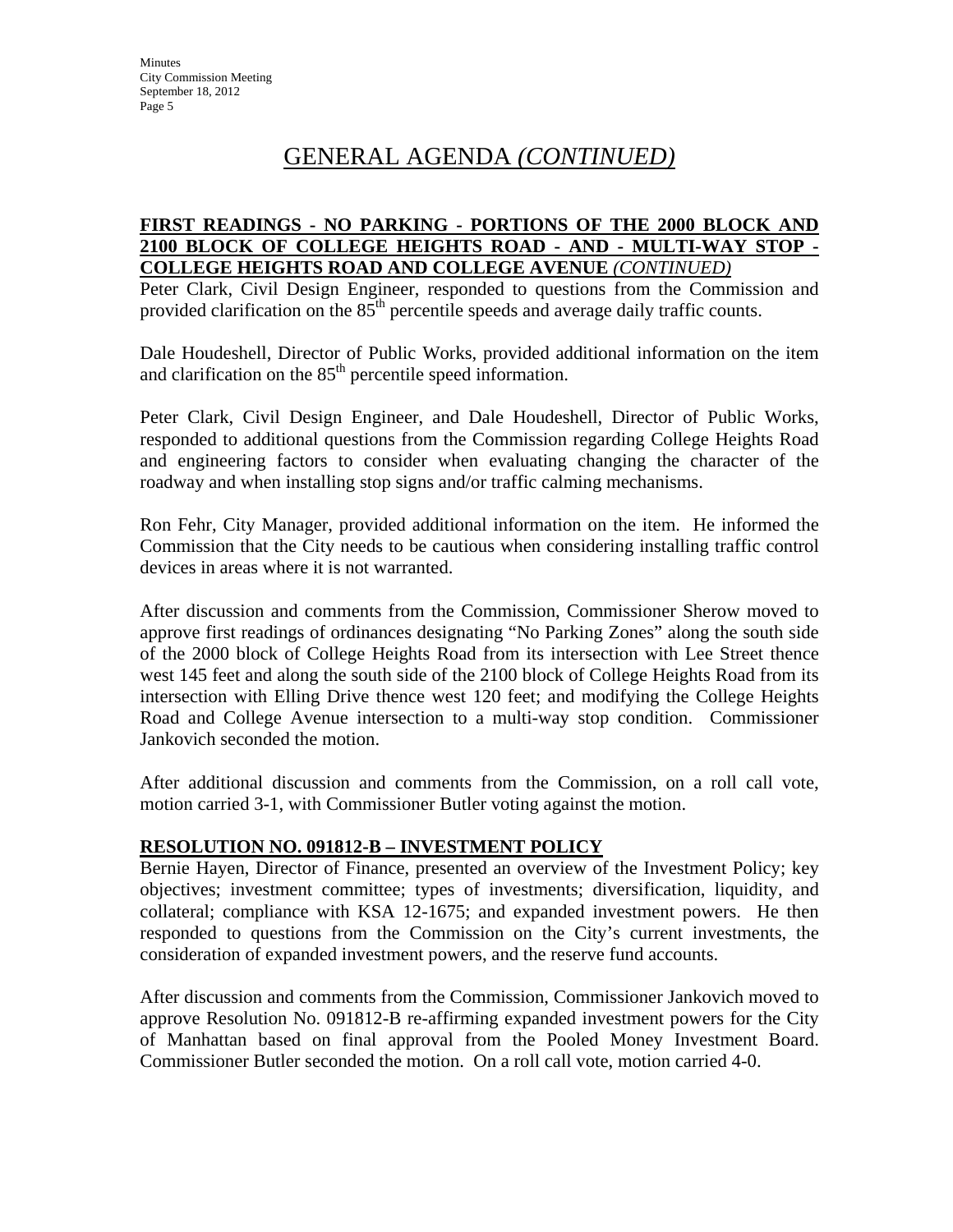# GENERAL AGENDA *(CONTINUED)*

**FIRST READINGS - NO PARKING - PORTIONS OF THE 2000 BLOCK AND 2100 BLOCK OF COLLEGE HEIGHTS ROAD - AND - MULTI-WAY STOP - COLLEGE HEIGHTS ROAD AND COLLEGE AVENUE *(CONTINUED)***

Peter Clark, Civil Design Engineer, responded to questions from the Commission and provided clarification on the 85th percentile speeds and average daily traffic counts.

Dale Houdeshell, Director of Public Works, provided additional information on the item and clarification on the 85th percentile speed information.

Peter Clark, Civil Design Engineer, and Dale Houdeshell, Director of Public Works, responded to additional questions from the Commission regarding College Heights Road and engineering factors to consider when evaluating changing the character of the roadway and when installing stop signs and/or traffic calming mechanisms.

Ron Fehr, City Manager, provided additional information on the item. He informed the Commission that the City needs to be cautious when considering installing traffic control devices in areas where it is not warranted.

After discussion and comments from the Commission, Commissioner Sherow moved to approve first readings of ordinances designating "No Parking Zones" along the south side of the 2000 block of College Heights Road from its intersection with Lee Street thence west 145 feet and along the south side of the 2100 block of College Heights Road from its intersection with Elling Drive thence west 120 feet; and modifying the College Heights Road and College Avenue intersection to a multi-way stop condition. Commissioner Jankovich seconded the motion.

After additional discussion and comments from the Commission, on a roll call vote, motion carried 3-1, with Commissioner Butler voting against the motion.

**RESOLUTION NO. 091812-B – INVESTMENT POLICY**

Bernie Hayen, Director of Finance, presented an overview of the Investment Policy; key objectives; investment committee; types of investments; diversification, liquidity, and collateral; compliance with KSA 12-1675; and expanded investment powers. He then responded to questions from the Commission on the City's current investments, the consideration of expanded investment powers, and the reserve fund accounts.

After discussion and comments from the Commission, Commissioner Jankovich moved to approve Resolution No. 091812-B re-affirming expanded investment powers for the City of Manhattan based on final approval from the Pooled Money Investment Board. Commissioner Butler seconded the motion. On a roll call vote, motion carried 4-0.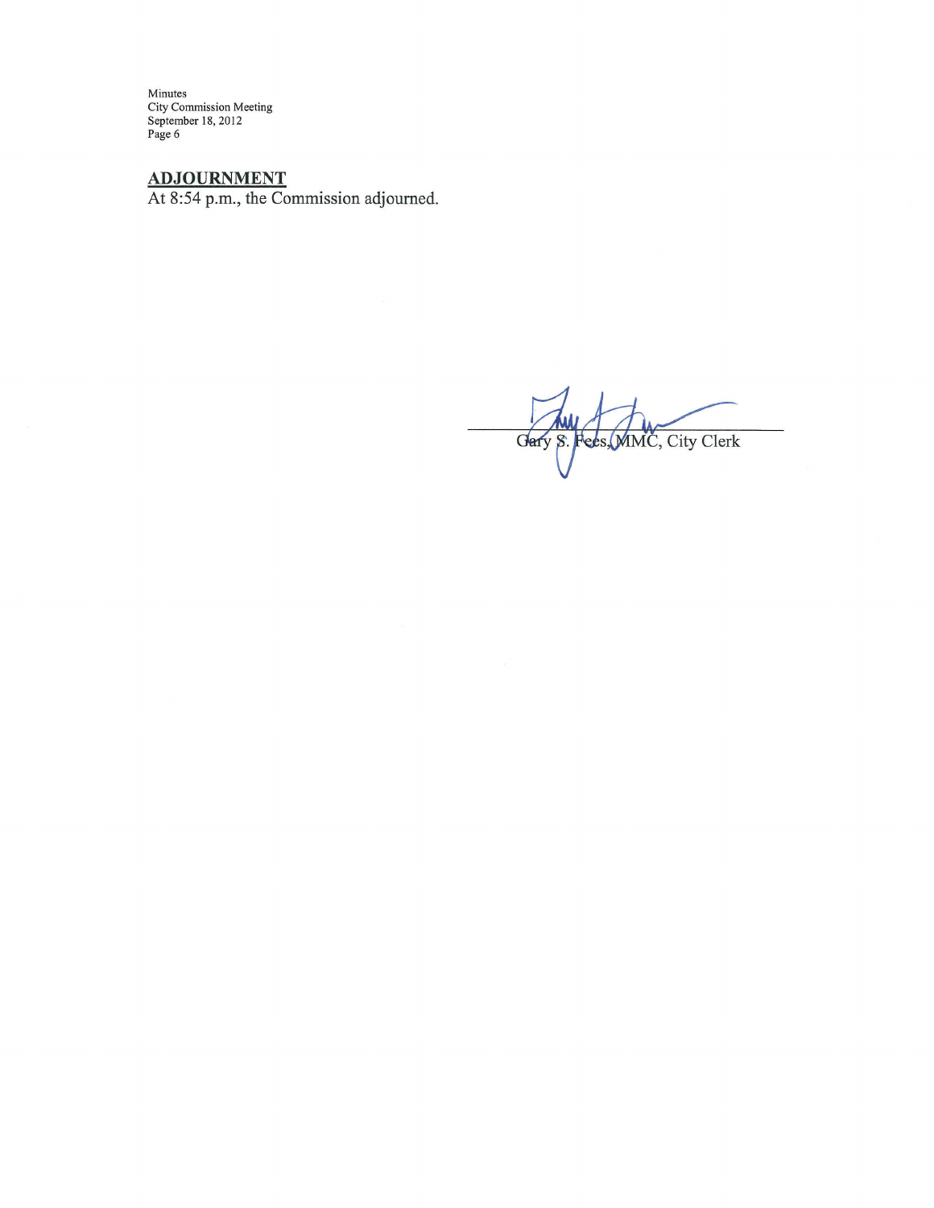## ADJOURNMENT

At 8:54 p.m., the Commission adjourned.

Gary S. Fees, MMC, City Clerk